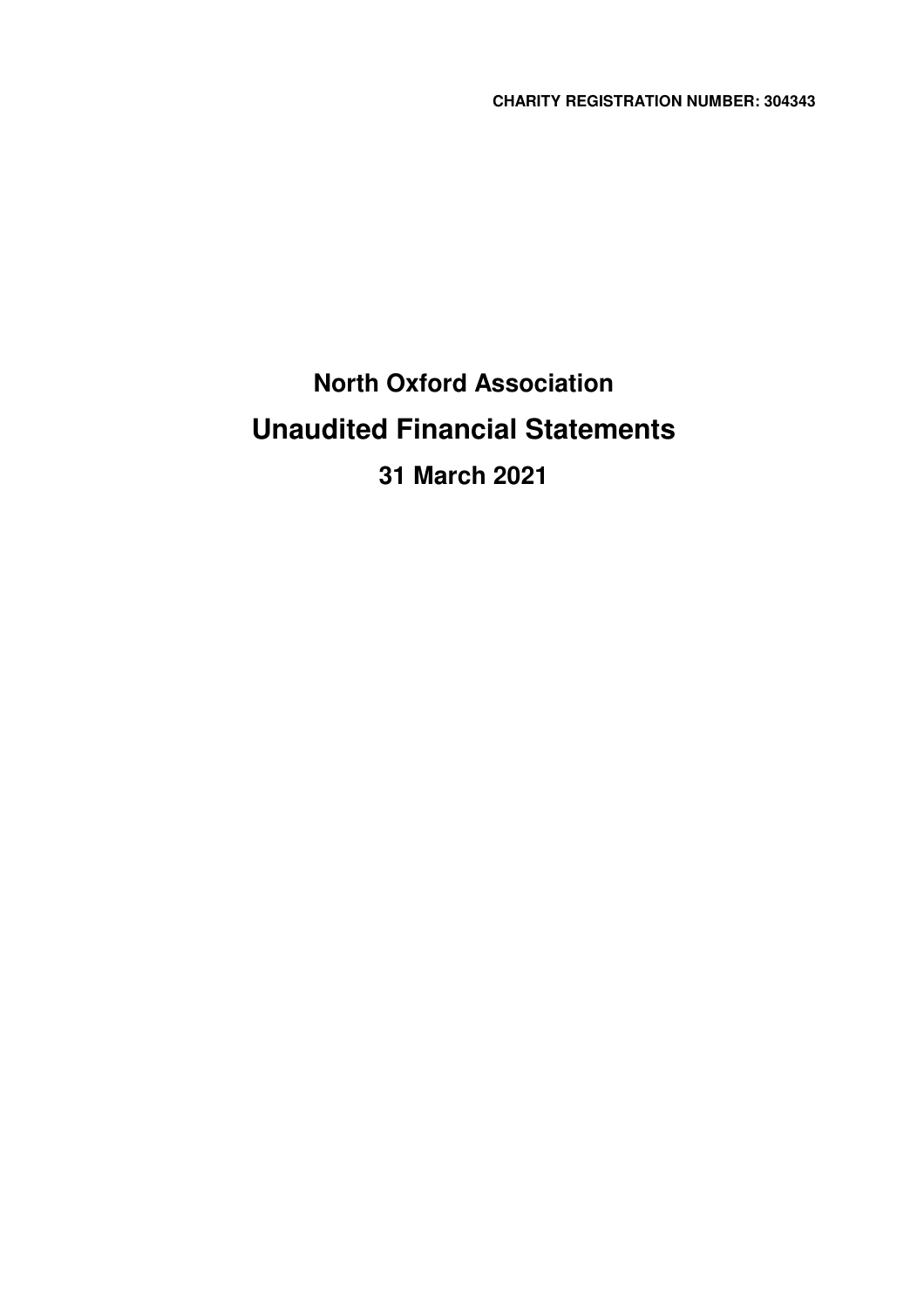**CHARITY REGISTRATION NUMBER: 304343**

# North Oxford Association

# Unaudited Financial Statements

## 31 March 2021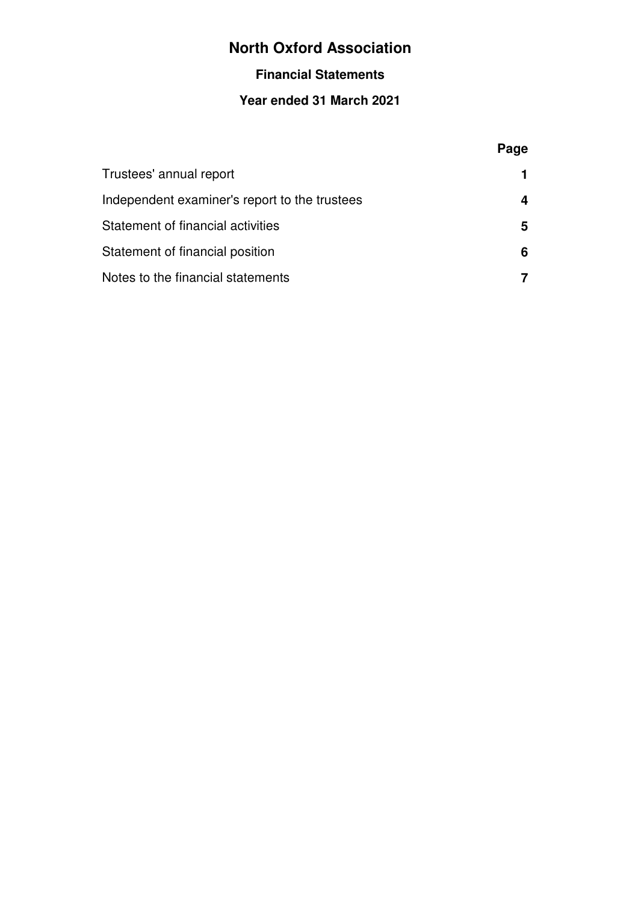# North Oxford Association

## Financial Statements

## Year ended 31 March 2021

| | Page |
|---|---|
| Trustees' annual report | **1** |
| Independent examiner's report to the trustees | **4** |
| Statement of financial activities | **5** |
| Statement of financial position | **6** |
| Notes to the financial statements | **7** |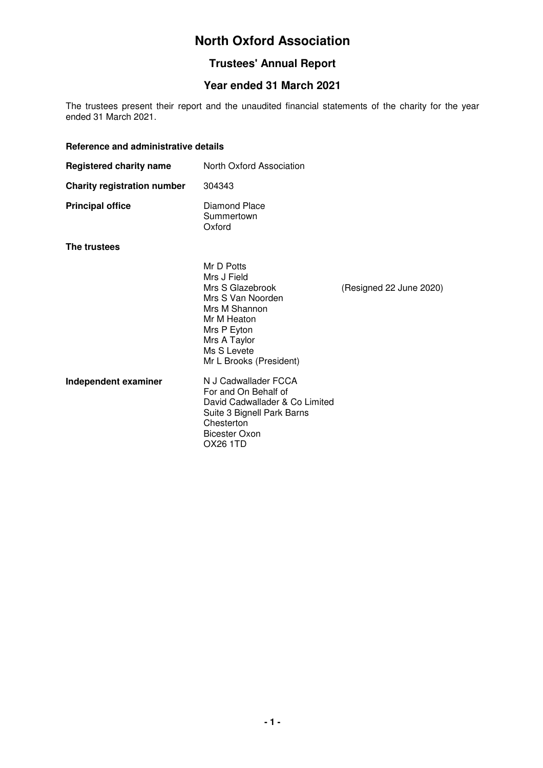# North Oxford Association

## Trustees' Annual Report

## Year ended 31 March 2021

The trustees present their report and the unaudited financial statements of the charity for the year ended 31 March 2021.

### Reference and administrative details

| | | |
|---|---|---|
| **Registered charity name** | North Oxford Association | |
| **Charity registration number** | 304343 | |
| **Principal office** | Diamond Place<br>Summertown<br>Oxford | |
| **The trustees** | | |
| | Mr D Potts | |
| | Mrs J Field | |
| | Mrs S Glazebrook | (Resigned 22 June 2020) |
| | Mrs S Van Noorden | |
| | Mrs M Shannon | |
| | Mr M Heaton | |
| | Mrs P Eyton | |
| | Mrs A Taylor | |
| | Ms S Levete | |
| | Mr L Brooks (President) | |
| **Independent examiner** | N J Cadwallader FCCA<br>For and On Behalf of<br>David Cadwallader & Co Limited<br>Suite 3 Bignell Park Barns<br>Chesterton<br>Bicester Oxon<br>OX26 1TD | |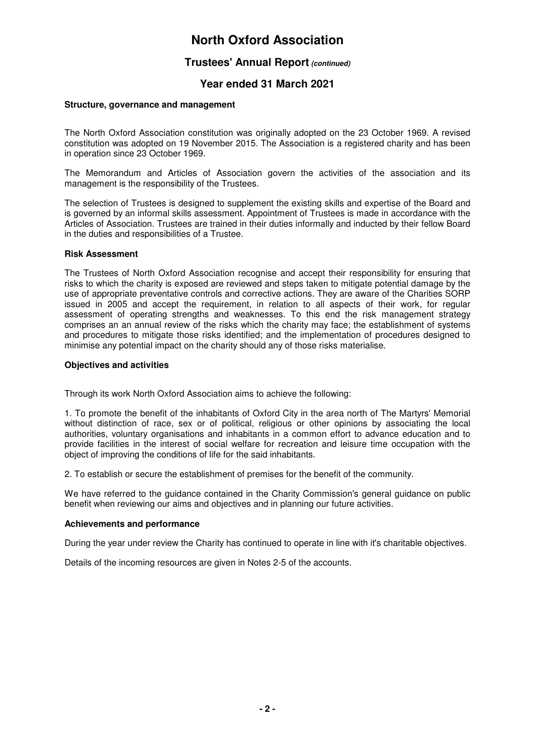# North Oxford Association

## Trustees' Annual Report *(continued)*

## Year ended 31 March 2021

### Structure, governance and management

The North Oxford Association constitution was originally adopted on the 23 October 1969. A revised constitution was adopted on 19 November 2015. The Association is a registered charity and has been in operation since 23 October 1969.

The Memorandum and Articles of Association govern the activities of the association and its management is the responsibility of the Trustees.

The selection of Trustees is designed to supplement the existing skills and expertise of the Board and is governed by an informal skills assessment. Appointment of Trustees is made in accordance with the Articles of Association. Trustees are trained in their duties informally and inducted by their fellow Board in the duties and responsibilities of a Trustee.

### Risk Assessment

The Trustees of North Oxford Association recognise and accept their responsibility for ensuring that risks to which the charity is exposed are reviewed and steps taken to mitigate potential damage by the use of appropriate preventative controls and corrective actions. They are aware of the Charities SORP issued in 2005 and accept the requirement, in relation to all aspects of their work, for regular assessment of operating strengths and weaknesses. To this end the risk management strategy comprises an an annual review of the risks which the charity may face; the establishment of systems and procedures to mitigate those risks identified; and the implementation of procedures designed to minimise any potential impact on the charity should any of those risks materialise.

### Objectives and activities

Through its work North Oxford Association aims to achieve the following:

1. To promote the benefit of the inhabitants of Oxford City in the area north of The Martyrs' Memorial without distinction of race, sex or of political, religious or other opinions by associating the local authorities, voluntary organisations and inhabitants in a common effort to advance education and to provide facilities in the interest of social welfare for recreation and leisure time occupation with the object of improving the conditions of life for the said inhabitants.

2. To establish or secure the establishment of premises for the benefit of the community.

We have referred to the guidance contained in the Charity Commission's general guidance on public benefit when reviewing our aims and objectives and in planning our future activities.

### Achievements and performance

During the year under review the Charity has continued to operate in line with it's charitable objectives.

Details of the incoming resources are given in Notes 2-5 of the accounts.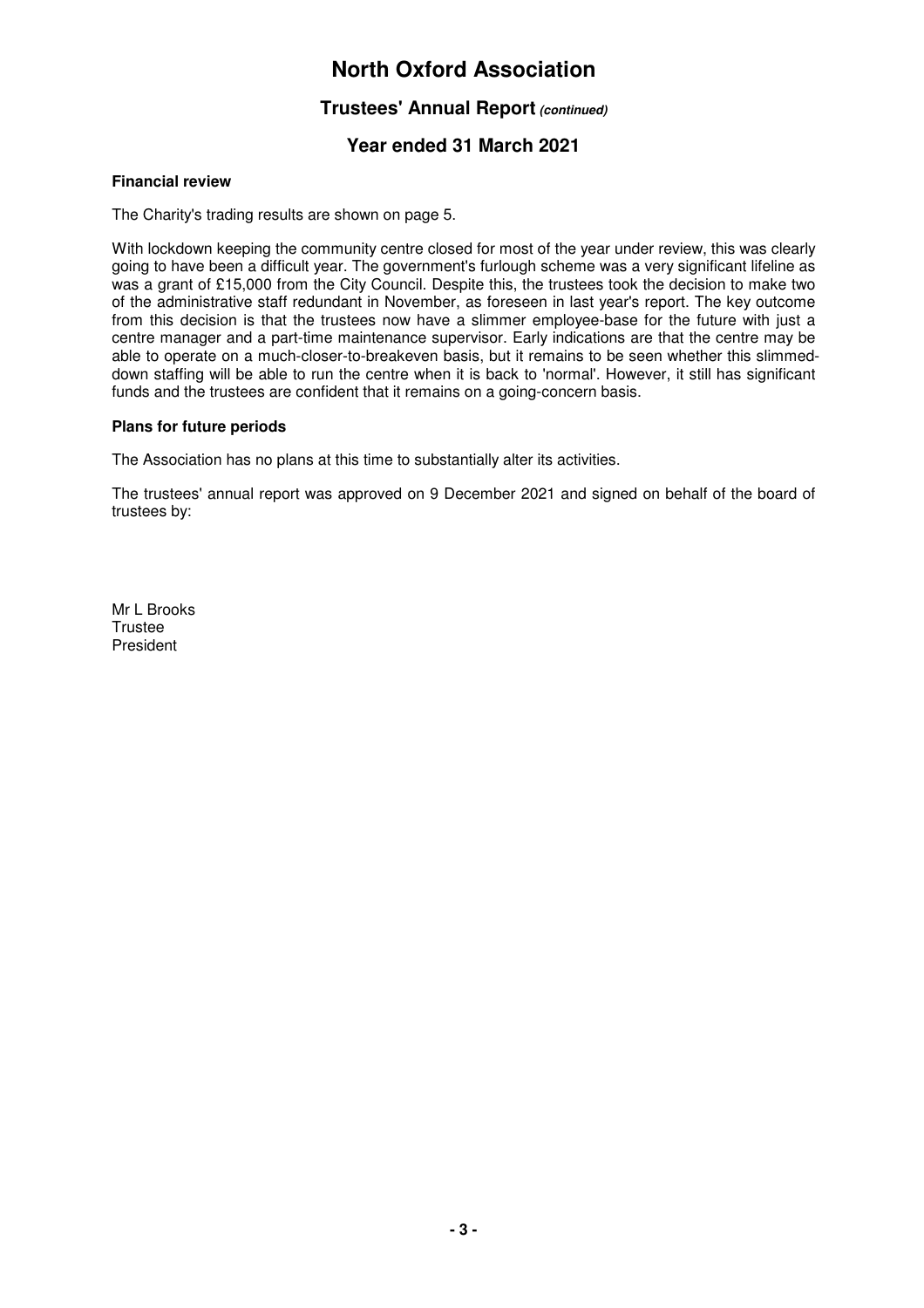# North Oxford Association

## Trustees' Annual Report *(continued)*

## Year ended 31 March 2021

**Financial review**

The Charity's trading results are shown on page 5.

With lockdown keeping the community centre closed for most of the year under review, this was clearly going to have been a difficult year. The government's furlough scheme was a very significant lifeline as was a grant of £15,000 from the City Council. Despite this, the trustees took the decision to make two of the administrative staff redundant in November, as foreseen in last year's report. The key outcome from this decision is that the trustees now have a slimmer employee-base for the future with just a centre manager and a part-time maintenance supervisor. Early indications are that the centre may be able to operate on a much-closer-to-breakeven basis, but it remains to be seen whether this slimmed-down staffing will be able to run the centre when it is back to 'normal'. However, it still has significant funds and the trustees are confident that it remains on a going-concern basis.

**Plans for future periods**

The Association has no plans at this time to substantially alter its activities.

The trustees' annual report was approved on 9 December 2021 and signed on behalf of the board of trustees by:

Mr L Brooks
Trustee
President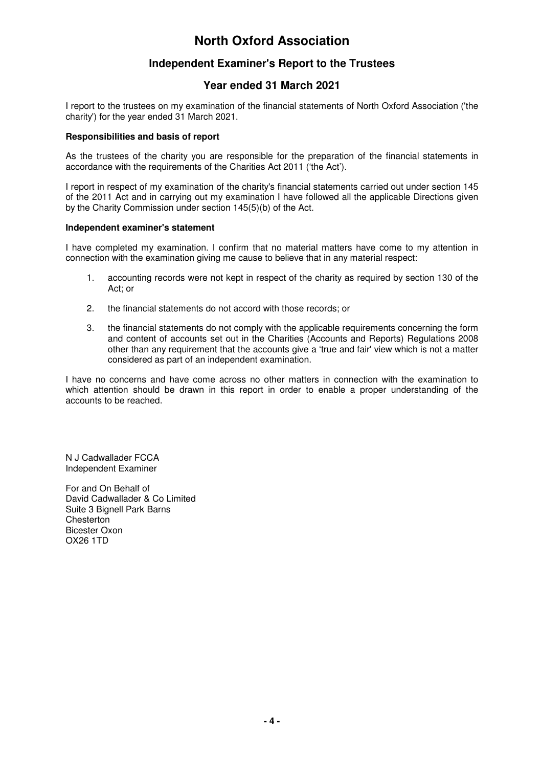# North Oxford Association

## Independent Examiner's Report to the Trustees

## Year ended 31 March 2021

I report to the trustees on my examination of the financial statements of North Oxford Association ('the charity') for the year ended 31 March 2021.

**Responsibilities and basis of report**

As the trustees of the charity you are responsible for the preparation of the financial statements in accordance with the requirements of the Charities Act 2011 ('the Act').

I report in respect of my examination of the charity's financial statements carried out under section 145 of the 2011 Act and in carrying out my examination I have followed all the applicable Directions given by the Charity Commission under section 145(5)(b) of the Act.

**Independent examiner's statement**

I have completed my examination. I confirm that no material matters have come to my attention in connection with the examination giving me cause to believe that in any material respect:

1. accounting records were not kept in respect of the charity as required by section 130 of the Act; or
2. the financial statements do not accord with those records; or
3. the financial statements do not comply with the applicable requirements concerning the form and content of accounts set out in the Charities (Accounts and Reports) Regulations 2008 other than any requirement that the accounts give a 'true and fair' view which is not a matter considered as part of an independent examination.

I have no concerns and have come across no other matters in connection with the examination to which attention should be drawn in this report in order to enable a proper understanding of the accounts to be reached.

N J Cadwallader FCCA
Independent Examiner

For and On Behalf of
David Cadwallader & Co Limited
Suite 3 Bignell Park Barns
Chesterton
Bicester Oxon
OX26 1TD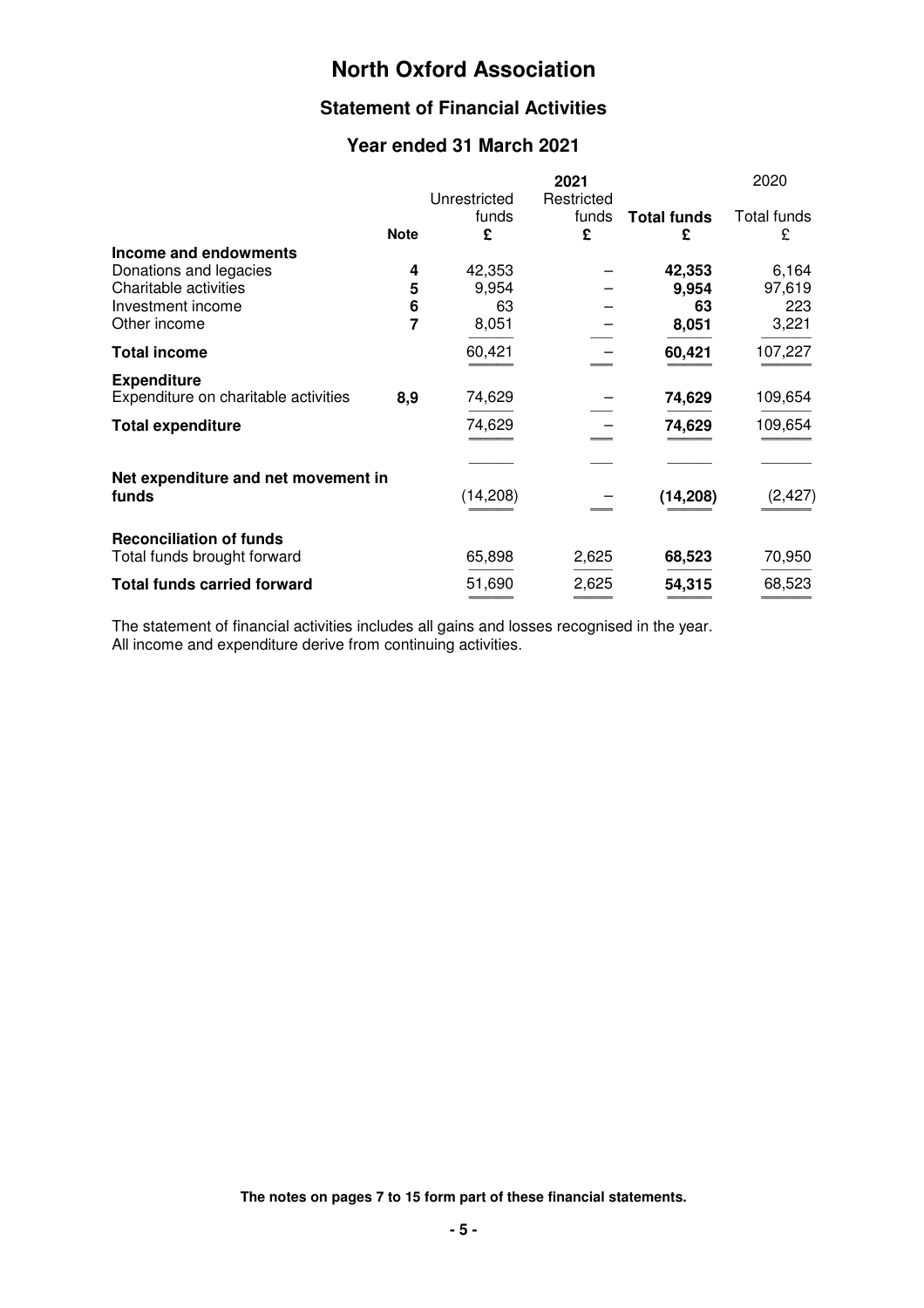# North Oxford Association

## Statement of Financial Activities

### Year ended 31 March 2021

| | Note | 2021 Unrestricted funds £ | 2021 Restricted funds £ | 2021 **Total funds** £ | 2020 Total funds £ |
|---|---|---|---|---|---|
| **Income and endowments** | | | | | |
| Donations and legacies | **4** | 42,353 | – | **42,353** | 6,164 |
| Charitable activities | **5** | 9,954 | – | **9,954** | 97,619 |
| Investment income | **6** | 63 | – | **63** | 223 |
| Other income | **7** | 8,051 | – | **8,051** | 3,221 |
| **Total income** | | 60,421 | – | **60,421** | 107,227 |
| **Expenditure** | | | | | |
| Expenditure on charitable activities | **8,9** | 74,629 | – | **74,629** | 109,654 |
| **Total expenditure** | | 74,629 | – | **74,629** | 109,654 |
| **Net expenditure and net movement in funds** | | (14,208) | – | **(14,208)** | (2,427) |
| **Reconciliation of funds** | | | | | |
| Total funds brought forward | | 65,898 | 2,625 | **68,523** | 70,950 |
| **Total funds carried forward** | | 51,690 | 2,625 | **54,315** | 68,523 |

The statement of financial activities includes all gains and losses recognised in the year.
All income and expenditure derive from continuing activities.

**The notes on pages 7 to 15 form part of these financial statements.**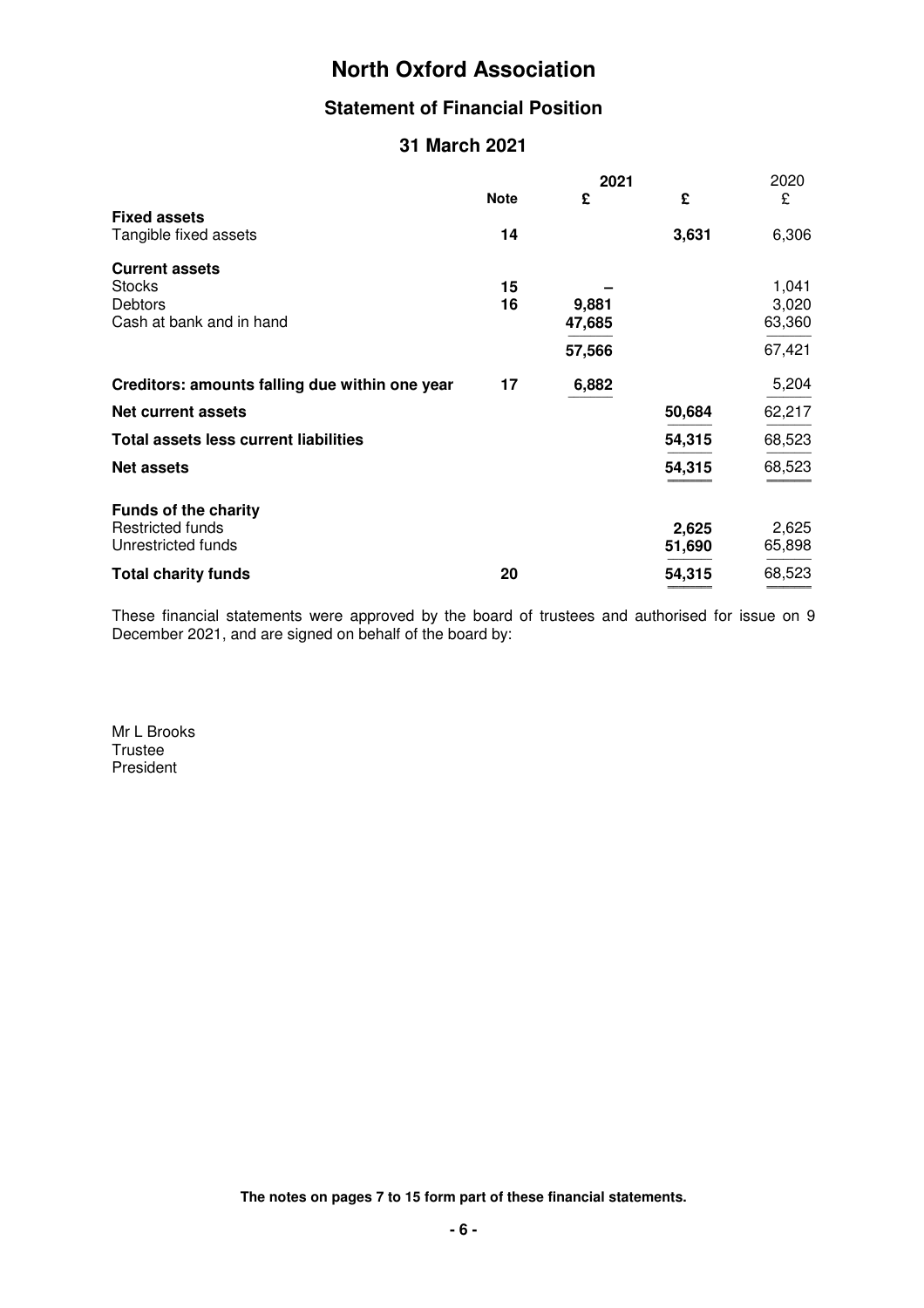# North Oxford Association

## Statement of Financial Position

## 31 March 2021

| | Note | 2021 £ | 2021 £ | 2020 £ |
|---|---|---|---|---|
| **Fixed assets** | | | | |
| Tangible fixed assets | **14** | | **3,631** | 6,306 |
| **Current assets** | | | | |
| Stocks | **15** | **–** | | 1,041 |
| Debtors | **16** | **9,881** | | 3,020 |
| Cash at bank and in hand | | **47,685** | | 63,360 |
| | | **57,566** | | 67,421 |
| **Creditors: amounts falling due within one year** | **17** | **6,882** | | 5,204 |
| **Net current assets** | | | **50,684** | 62,217 |
| **Total assets less current liabilities** | | | **54,315** | 68,523 |
| **Net assets** | | | **54,315** | 68,523 |
| **Funds of the charity** | | | | |
| Restricted funds | | | **2,625** | 2,625 |
| Unrestricted funds | | | **51,690** | 65,898 |
| **Total charity funds** | **20** | | **54,315** | 68,523 |

These financial statements were approved by the board of trustees and authorised for issue on 9 December 2021, and are signed on behalf of the board by:

Mr L Brooks
Trustee
President

**The notes on pages 7 to 15 form part of these financial statements.**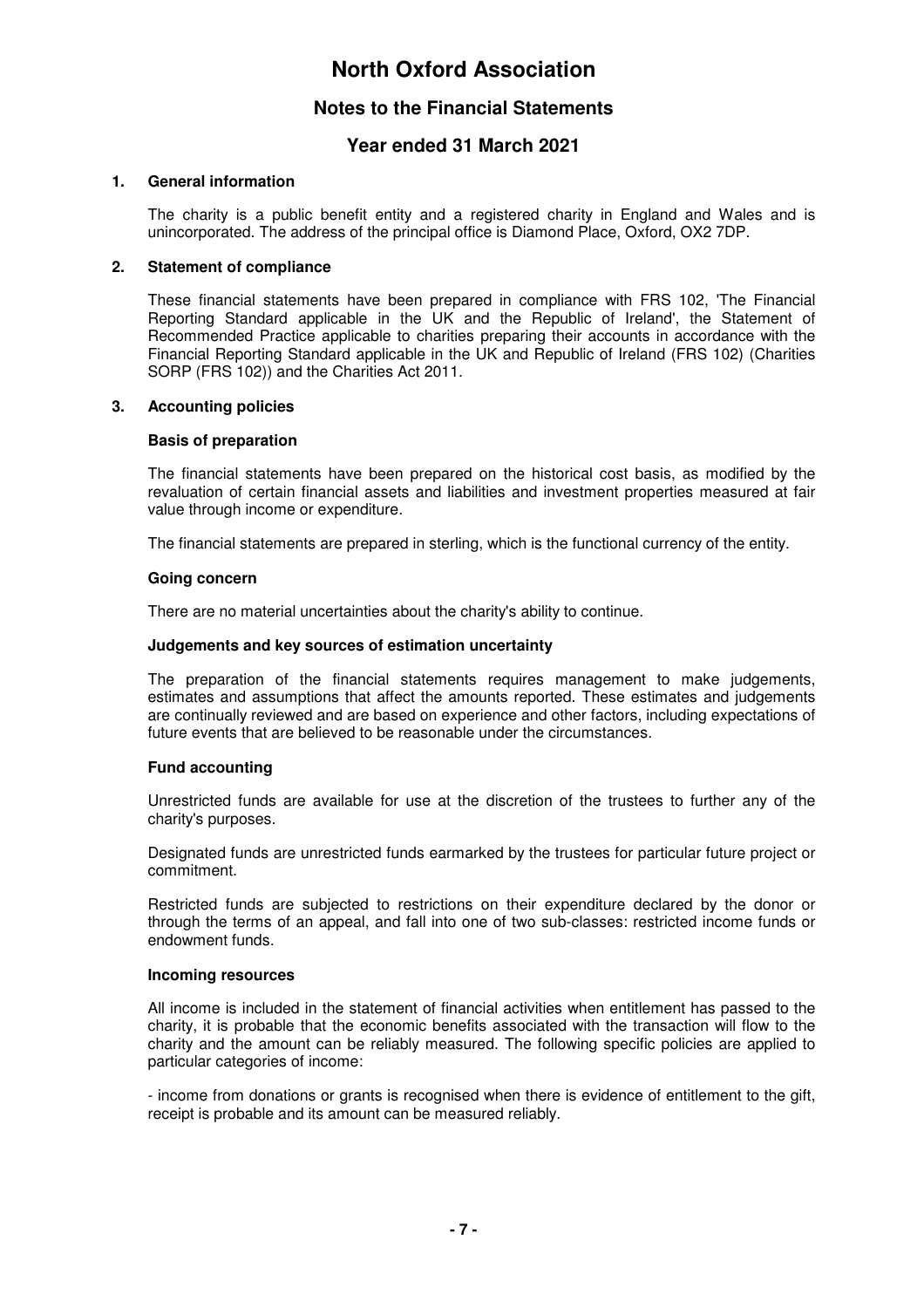# North Oxford Association

## Notes to the Financial Statements

## Year ended 31 March 2021

### 1. General information

The charity is a public benefit entity and a registered charity in England and Wales and is unincorporated. The address of the principal office is Diamond Place, Oxford, OX2 7DP.

### 2. Statement of compliance

These financial statements have been prepared in compliance with FRS 102, 'The Financial Reporting Standard applicable in the UK and the Republic of Ireland', the Statement of Recommended Practice applicable to charities preparing their accounts in accordance with the Financial Reporting Standard applicable in the UK and Republic of Ireland (FRS 102) (Charities SORP (FRS 102)) and the Charities Act 2011.

### 3. Accounting policies

**Basis of preparation**

The financial statements have been prepared on the historical cost basis, as modified by the revaluation of certain financial assets and liabilities and investment properties measured at fair value through income or expenditure.

The financial statements are prepared in sterling, which is the functional currency of the entity.

**Going concern**

There are no material uncertainties about the charity's ability to continue.

**Judgements and key sources of estimation uncertainty**

The preparation of the financial statements requires management to make judgements, estimates and assumptions that affect the amounts reported. These estimates and judgements are continually reviewed and are based on experience and other factors, including expectations of future events that are believed to be reasonable under the circumstances.

**Fund accounting**

Unrestricted funds are available for use at the discretion of the trustees to further any of the charity's purposes.

Designated funds are unrestricted funds earmarked by the trustees for particular future project or commitment.

Restricted funds are subjected to restrictions on their expenditure declared by the donor or through the terms of an appeal, and fall into one of two sub-classes: restricted income funds or endowment funds.

**Incoming resources**

All income is included in the statement of financial activities when entitlement has passed to the charity, it is probable that the economic benefits associated with the transaction will flow to the charity and the amount can be reliably measured. The following specific policies are applied to particular categories of income:

- income from donations or grants is recognised when there is evidence of entitlement to the gift, receipt is probable and its amount can be measured reliably.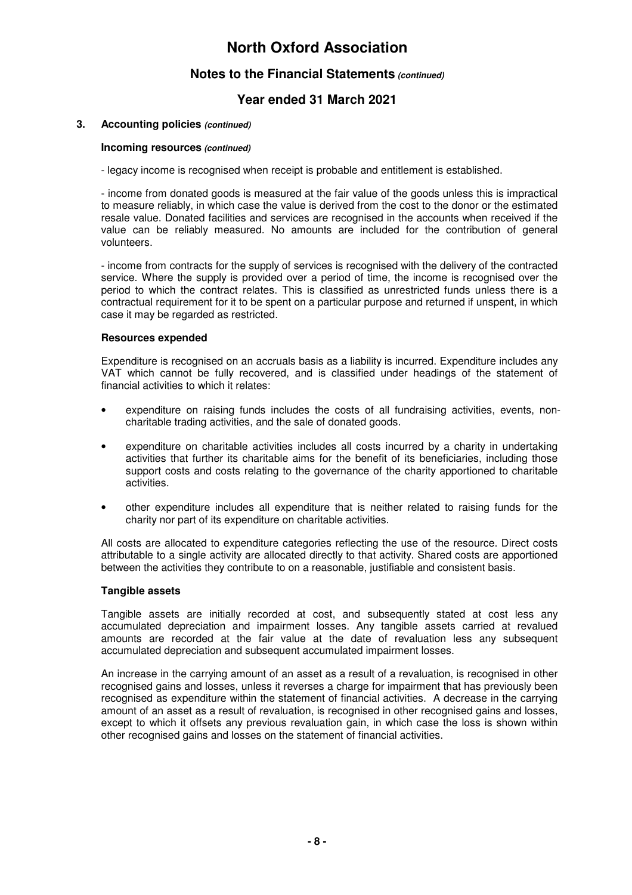# North Oxford Association

## Notes to the Financial Statements *(continued)*

## Year ended 31 March 2021

### 3. Accounting policies *(continued)*

**Incoming resources** ***(continued)***

- legacy income is recognised when receipt is probable and entitlement is established.

- income from donated goods is measured at the fair value of the goods unless this is impractical to measure reliably, in which case the value is derived from the cost to the donor or the estimated resale value. Donated facilities and services are recognised in the accounts when received if the value can be reliably measured. No amounts are included for the contribution of general volunteers.

- income from contracts for the supply of services is recognised with the delivery of the contracted service. Where the supply is provided over a period of time, the income is recognised over the period to which the contract relates. This is classified as unrestricted funds unless there is a contractual requirement for it to be spent on a particular purpose and returned if unspent, in which case it may be regarded as restricted.

**Resources expended**

Expenditure is recognised on an accruals basis as a liability is incurred. Expenditure includes any VAT which cannot be fully recovered, and is classified under headings of the statement of financial activities to which it relates:

- expenditure on raising funds includes the costs of all fundraising activities, events, non-charitable trading activities, and the sale of donated goods.
- expenditure on charitable activities includes all costs incurred by a charity in undertaking activities that further its charitable aims for the benefit of its beneficiaries, including those support costs and costs relating to the governance of the charity apportioned to charitable activities.
- other expenditure includes all expenditure that is neither related to raising funds for the charity nor part of its expenditure on charitable activities.

All costs are allocated to expenditure categories reflecting the use of the resource. Direct costs attributable to a single activity are allocated directly to that activity. Shared costs are apportioned between the activities they contribute to on a reasonable, justifiable and consistent basis.

**Tangible assets**

Tangible assets are initially recorded at cost, and subsequently stated at cost less any accumulated depreciation and impairment losses. Any tangible assets carried at revalued amounts are recorded at the fair value at the date of revaluation less any subsequent accumulated depreciation and subsequent accumulated impairment losses.

An increase in the carrying amount of an asset as a result of a revaluation, is recognised in other recognised gains and losses, unless it reverses a charge for impairment that has previously been recognised as expenditure within the statement of financial activities. A decrease in the carrying amount of an asset as a result of revaluation, is recognised in other recognised gains and losses, except to which it offsets any previous revaluation gain, in which case the loss is shown within other recognised gains and losses on the statement of financial activities.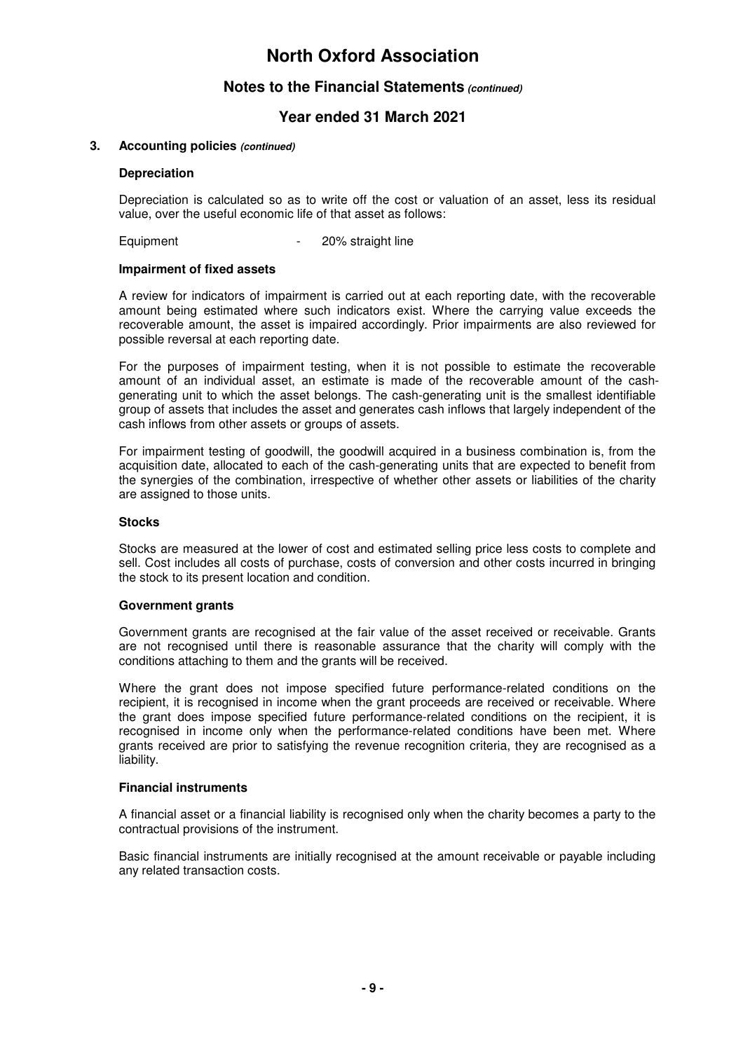# North Oxford Association

## Notes to the Financial Statements *(continued)*

## Year ended 31 March 2021

### 3. Accounting policies *(continued)*

**Depreciation**

Depreciation is calculated so as to write off the cost or valuation of an asset, less its residual value, over the useful economic life of that asset as follows:

Equipment - 20% straight line

**Impairment of fixed assets**

A review for indicators of impairment is carried out at each reporting date, with the recoverable amount being estimated where such indicators exist. Where the carrying value exceeds the recoverable amount, the asset is impaired accordingly. Prior impairments are also reviewed for possible reversal at each reporting date.

For the purposes of impairment testing, when it is not possible to estimate the recoverable amount of an individual asset, an estimate is made of the recoverable amount of the cash-generating unit to which the asset belongs. The cash-generating unit is the smallest identifiable group of assets that includes the asset and generates cash inflows that largely independent of the cash inflows from other assets or groups of assets.

For impairment testing of goodwill, the goodwill acquired in a business combination is, from the acquisition date, allocated to each of the cash-generating units that are expected to benefit from the synergies of the combination, irrespective of whether other assets or liabilities of the charity are assigned to those units.

**Stocks**

Stocks are measured at the lower of cost and estimated selling price less costs to complete and sell. Cost includes all costs of purchase, costs of conversion and other costs incurred in bringing the stock to its present location and condition.

**Government grants**

Government grants are recognised at the fair value of the asset received or receivable. Grants are not recognised until there is reasonable assurance that the charity will comply with the conditions attaching to them and the grants will be received.

Where the grant does not impose specified future performance-related conditions on the recipient, it is recognised in income when the grant proceeds are received or receivable. Where the grant does impose specified future performance-related conditions on the recipient, it is recognised in income only when the performance-related conditions have been met. Where grants received are prior to satisfying the revenue recognition criteria, they are recognised as a liability.

**Financial instruments**

A financial asset or a financial liability is recognised only when the charity becomes a party to the contractual provisions of the instrument.

Basic financial instruments are initially recognised at the amount receivable or payable including any related transaction costs.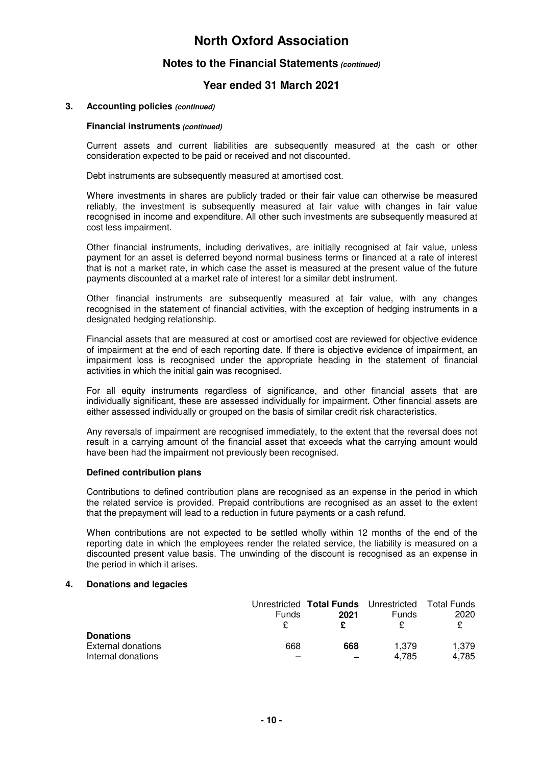# North Oxford Association

## Notes to the Financial Statements *(continued)*

## Year ended 31 March 2021

### 3. Accounting policies *(continued)*

#### Financial instruments *(continued)*

Current assets and current liabilities are subsequently measured at the cash or other consideration expected to be paid or received and not discounted.

Debt instruments are subsequently measured at amortised cost.

Where investments in shares are publicly traded or their fair value can otherwise be measured reliably, the investment is subsequently measured at fair value with changes in fair value recognised in income and expenditure. All other such investments are subsequently measured at cost less impairment.

Other financial instruments, including derivatives, are initially recognised at fair value, unless payment for an asset is deferred beyond normal business terms or financed at a rate of interest that is not a market rate, in which case the asset is measured at the present value of the future payments discounted at a market rate of interest for a similar debt instrument.

Other financial instruments are subsequently measured at fair value, with any changes recognised in the statement of financial activities, with the exception of hedging instruments in a designated hedging relationship.

Financial assets that are measured at cost or amortised cost are reviewed for objective evidence of impairment at the end of each reporting date. If there is objective evidence of impairment, an impairment loss is recognised under the appropriate heading in the statement of financial activities in which the initial gain was recognised.

For all equity instruments regardless of significance, and other financial assets that are individually significant, these are assessed individually for impairment. Other financial assets are either assessed individually or grouped on the basis of similar credit risk characteristics.

Any reversals of impairment are recognised immediately, to the extent that the reversal does not result in a carrying amount of the financial asset that exceeds what the carrying amount would have been had the impairment not previously been recognised.

#### Defined contribution plans

Contributions to defined contribution plans are recognised as an expense in the period in which the related service is provided. Prepaid contributions are recognised as an asset to the extent that the prepayment will lead to a reduction in future payments or a cash refund.

When contributions are not expected to be settled wholly within 12 months of the end of the reporting date in which the employees render the related service, the liability is measured on a discounted present value basis. The unwinding of the discount is recognised as an expense in the period in which it arises.

### 4. Donations and legacies

| | Unrestricted Funds £ | **Total Funds 2021 £** | Unrestricted Funds £ | Total Funds 2020 £ |
|---|---|---|---|---|
| **Donations** | | | | |
| External donations | 668 | **668** | 1,379 | 1,379 |
| Internal donations | – | **–** | 4,785 | 4,785 |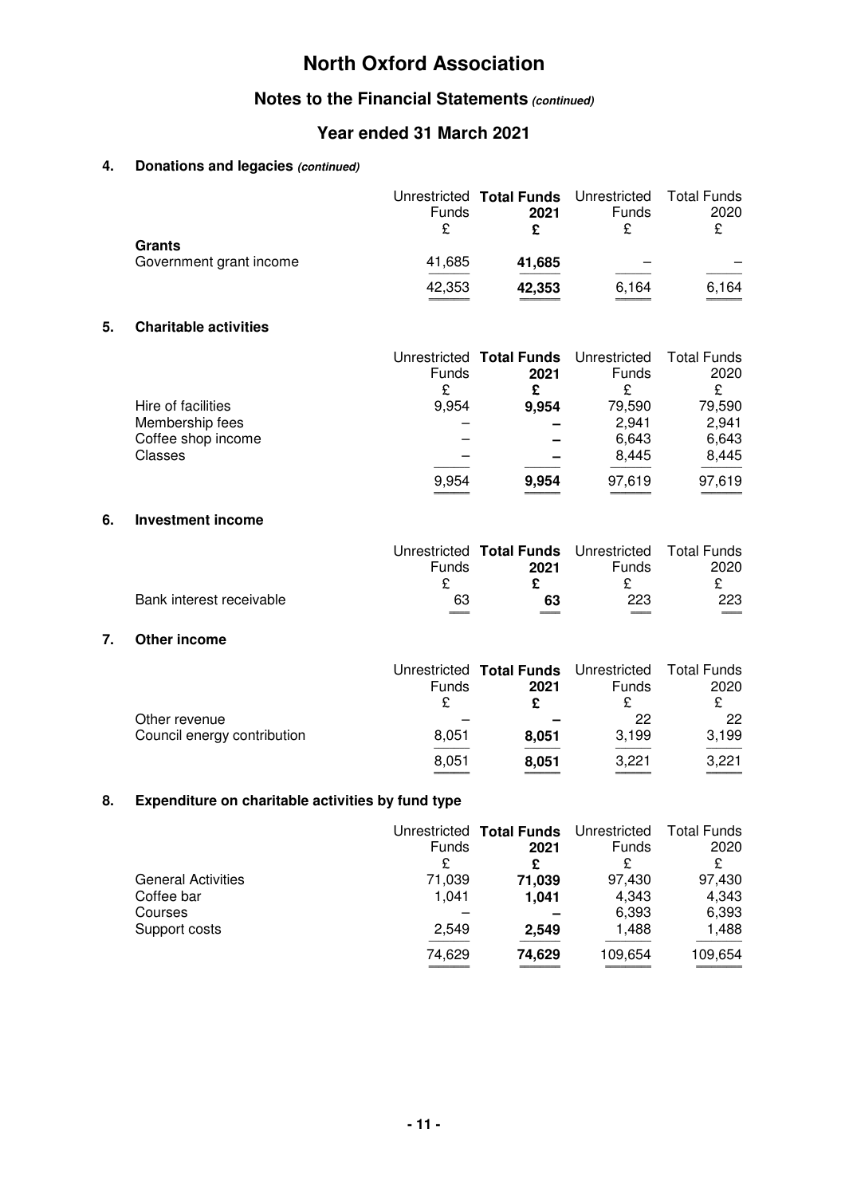# North Oxford Association

## Notes to the Financial Statements *(continued)*

## Year ended 31 March 2021

### 4. Donations and legacies *(continued)*

| | Unrestricted Funds £ | **Total Funds 2021 £** | Unrestricted Funds £ | Total Funds 2020 £ |
|---|---|---|---|---|
| **Grants** | | | | |
| Government grant income | 41,685 | **41,685** | – | – |
| | 42,353 | **42,353** | 6,164 | 6,164 |

### 5. Charitable activities

| | Unrestricted Funds £ | **Total Funds 2021 £** | Unrestricted Funds £ | Total Funds 2020 £ |
|---|---|---|---|---|
| Hire of facilities | 9,954 | **9,954** | 79,590 | 79,590 |
| Membership fees | – | **–** | 2,941 | 2,941 |
| Coffee shop income | – | **–** | 6,643 | 6,643 |
| Classes | – | **–** | 8,445 | 8,445 |
| | 9,954 | **9,954** | 97,619 | 97,619 |

### 6. Investment income

| | Unrestricted Funds £ | **Total Funds 2021 £** | Unrestricted Funds £ | Total Funds 2020 £ |
|---|---|---|---|---|
| Bank interest receivable | 63 | **63** | 223 | 223 |

### 7. Other income

| | Unrestricted Funds £ | **Total Funds 2021 £** | Unrestricted Funds £ | Total Funds 2020 £ |
|---|---|---|---|---|
| Other revenue | – | **–** | 22 | 22 |
| Council energy contribution | 8,051 | **8,051** | 3,199 | 3,199 |
| | 8,051 | **8,051** | 3,221 | 3,221 |

### 8. Expenditure on charitable activities by fund type

| | Unrestricted Funds £ | **Total Funds 2021 £** | Unrestricted Funds £ | Total Funds 2020 £ |
|---|---|---|---|---|
| General Activities | 71,039 | **71,039** | 97,430 | 97,430 |
| Coffee bar | 1,041 | **1,041** | 4,343 | 4,343 |
| Courses | – | **–** | 6,393 | 6,393 |
| Support costs | 2,549 | **2,549** | 1,488 | 1,488 |
| | 74,629 | **74,629** | 109,654 | 109,654 |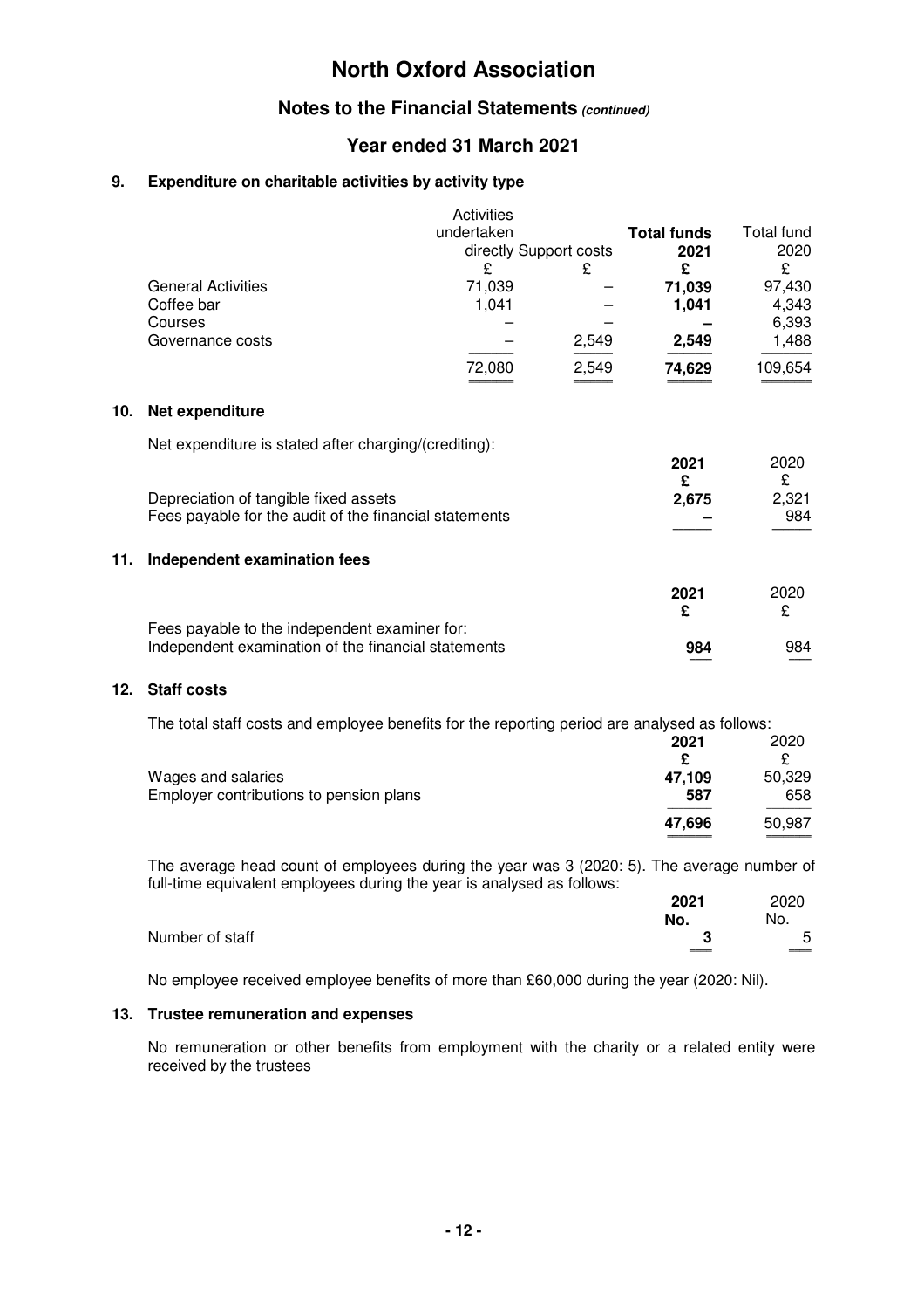# North Oxford Association

## Notes to the Financial Statements *(continued)*

## Year ended 31 March 2021

### 9. Expenditure on charitable activities by activity type

| | Activities undertaken directly | Support costs | Total funds 2021 | Total fund 2020 |
|---|---|---|---|---|
| | £ | £ | £ | £ |
| General Activities | 71,039 | – | **71,039** | 97,430 |
| Coffee bar | 1,041 | – | **1,041** | 4,343 |
| Courses | – | – | **–** | 6,393 |
| Governance costs | – | 2,549 | **2,549** | 1,488 |
| | 72,080 | 2,549 | **74,629** | 109,654 |

### 10. Net expenditure

Net expenditure is stated after charging/(crediting):

| | 2021 | 2020 |
|---|---|---|
| | £ | £ |
| Depreciation of tangible fixed assets | **2,675** | 2,321 |
| Fees payable for the audit of the financial statements | **–** | 984 |

### 11. Independent examination fees

| | 2021 | 2020 |
|---|---|---|
| | £ | £ |
| Fees payable to the independent examiner for: | | |
| Independent examination of the financial statements | **984** | 984 |

### 12. Staff costs

The total staff costs and employee benefits for the reporting period are analysed as follows:

| | 2021 | 2020 |
|---|---|---|
| | £ | £ |
| Wages and salaries | **47,109** | 50,329 |
| Employer contributions to pension plans | **587** | 658 |
| | **47,696** | 50,987 |

The average head count of employees during the year was 3 (2020: 5). The average number of full-time equivalent employees during the year is analysed as follows:

| | 2021 | 2020 |
|---|---|---|
| | No. | No. |
| Number of staff | **3** | 5 |

No employee received employee benefits of more than £60,000 during the year (2020: Nil).

### 13. Trustee remuneration and expenses

No remuneration or other benefits from employment with the charity or a related entity were received by the trustees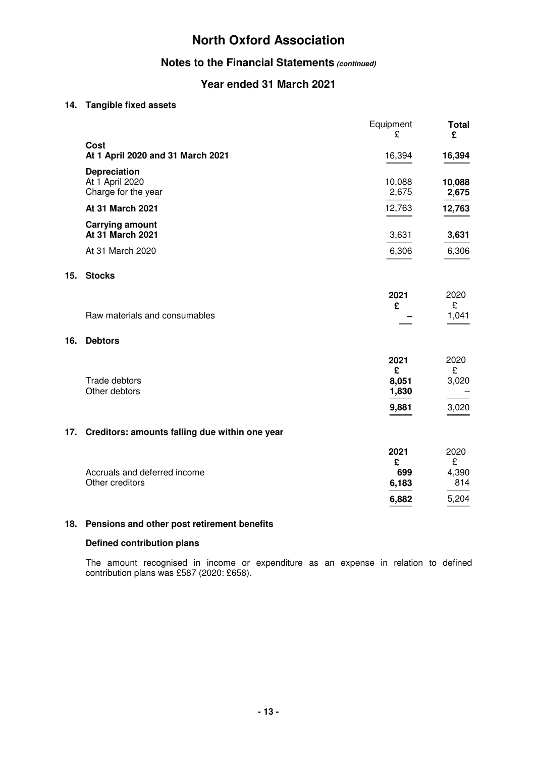# North Oxford Association

## Notes to the Financial Statements *(continued)*

## Year ended 31 March 2021

### 14. Tangible fixed assets

| | Equipment £ | **Total £** |
|---|---|---|
| **Cost** | | |
| **At 1 April 2020 and 31 March 2021** | 16,394 | **16,394** |
| **Depreciation** | | |
| At 1 April 2020 | 10,088 | **10,088** |
| Charge for the year | 2,675 | **2,675** |
| **At 31 March 2021** | 12,763 | **12,763** |
| **Carrying amount** | | |
| **At 31 March 2021** | 3,631 | **3,631** |
| At 31 March 2020 | 6,306 | 6,306 |

### 15. Stocks

| | **2021 £** | 2020 £ |
|---|---|---|
| Raw materials and consumables | **–** | 1,041 |

### 16. Debtors

| | **2021 £** | 2020 £ |
|---|---|---|
| Trade debtors | **8,051** | 3,020 |
| Other debtors | **1,830** | – |
| | **9,881** | 3,020 |

### 17. Creditors: amounts falling due within one year

| | **2021 £** | 2020 £ |
|---|---|---|
| Accruals and deferred income | **699** | 4,390 |
| Other creditors | **6,183** | 814 |
| | **6,882** | 5,204 |

### 18. Pensions and other post retirement benefits

**Defined contribution plans**

The amount recognised in income or expenditure as an expense in relation to defined contribution plans was £587 (2020: £658).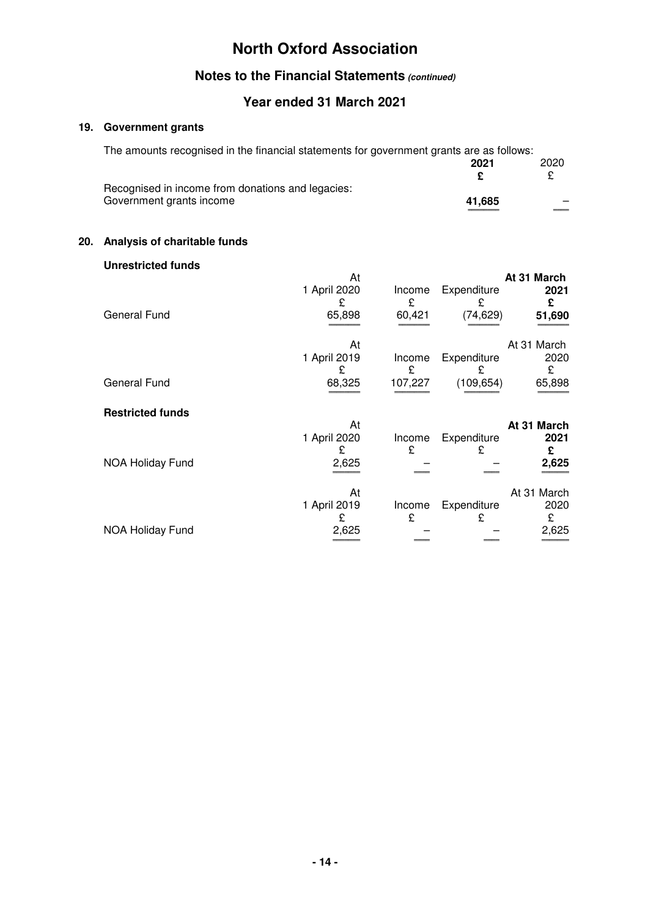# North Oxford Association

## Notes to the Financial Statements *(continued)*

## Year ended 31 March 2021

### 19. Government grants

The amounts recognised in the financial statements for government grants are as follows:

| | **2021** | 2020 |
|---|---|---|
| | **£** | £ |
| Recognised in income from donations and legacies: | | |
| Government grants income | **41,685** | – |

### 20. Analysis of charitable funds

#### Unrestricted funds

| | At 1 April 2020 | Income | Expenditure | **At 31 March 2021** |
|---|---|---|---|---|
| | £ | £ | £ | **£** |
| General Fund | 65,898 | 60,421 | (74,629) | **51,690** |

| | At 1 April 2019 | Income | Expenditure | At 31 March 2020 |
|---|---|---|---|---|
| | £ | £ | £ | £ |
| General Fund | 68,325 | 107,227 | (109,654) | 65,898 |

#### Restricted funds

| | At 1 April 2020 | Income | Expenditure | **At 31 March 2021** |
|---|---|---|---|---|
| | £ | £ | £ | **£** |
| NOA Holiday Fund | 2,625 | – | – | **2,625** |

| | At 1 April 2019 | Income | Expenditure | At 31 March 2020 |
|---|---|---|---|---|
| | £ | £ | £ | £ |
| NOA Holiday Fund | 2,625 | – | – | 2,625 |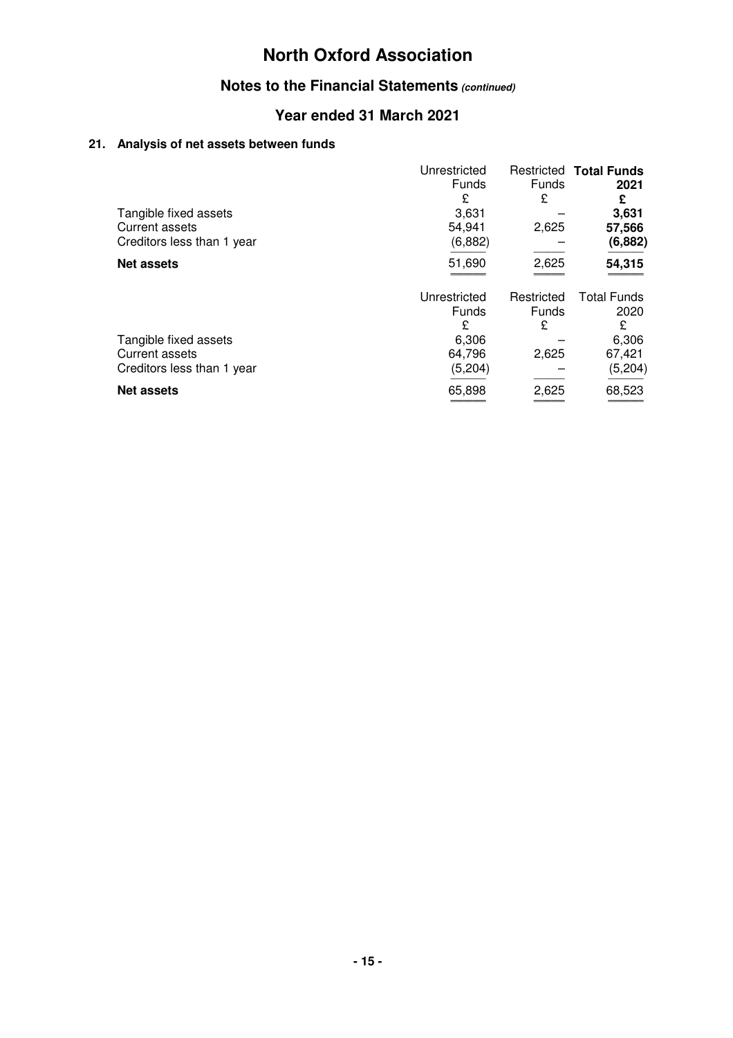# North Oxford Association

## Notes to the Financial Statements *(continued)*

## Year ended 31 March 2021

### 21. Analysis of net assets between funds

| | Unrestricted Funds £ | Restricted Funds £ | **Total Funds 2021 £** |
|---|---|---|---|
| Tangible fixed assets | 3,631 | – | **3,631** |
| Current assets | 54,941 | 2,625 | **57,566** |
| Creditors less than 1 year | (6,882) | – | **(6,882)** |
| **Net assets** | 51,690 | 2,625 | **54,315** |

| | Unrestricted Funds £ | Restricted Funds £ | Total Funds 2020 £ |
|---|---|---|---|
| Tangible fixed assets | 6,306 | – | 6,306 |
| Current assets | 64,796 | 2,625 | 67,421 |
| Creditors less than 1 year | (5,204) | – | (5,204) |
| **Net assets** | 65,898 | 2,625 | 68,523 |